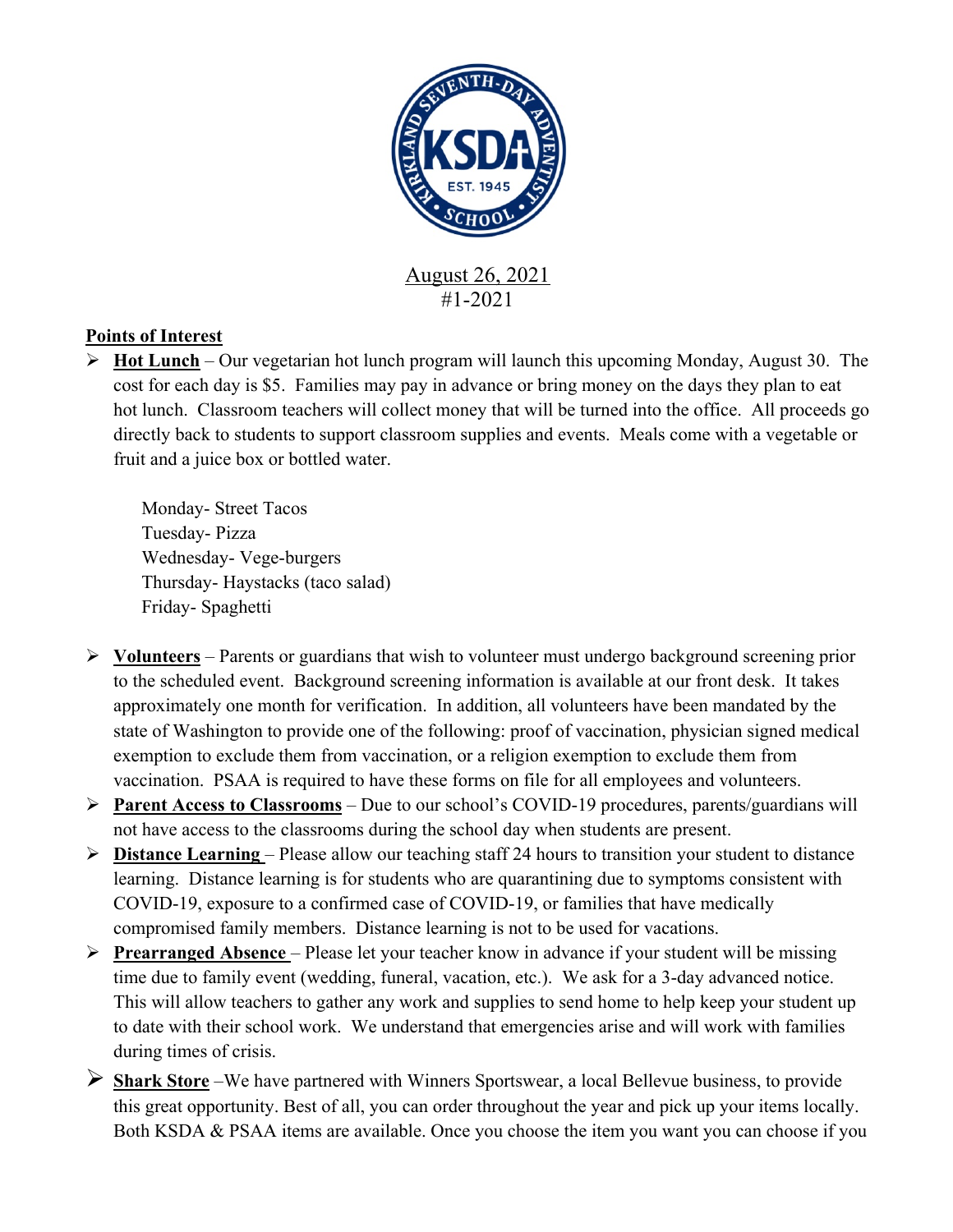August 26, 2021

#1-2021

**Points of Interest**

- **Hot Lunch** – Our vegetarian hot lunch program will launch this upcoming Monday, August 30. The cost for each day is $5. Families may pay in advance or bring money on the days they plan to eat hot lunch. Classroom teachers will collect money that will be turned into the office. All proceeds go directly back to students to support classroom supplies and events. Meals come with a vegetable or fruit and a juice box or bottled water.

  Monday- Street Tacos
  Tuesday- Pizza
  Wednesday- Vege-burgers
  Thursday- Haystacks (taco salad)
  Friday- Spaghetti

- **Volunteers** – Parents or guardians that wish to volunteer must undergo background screening prior to the scheduled event. Background screening information is available at our front desk. It takes approximately one month for verification. In addition, all volunteers have been mandated by the state of Washington to provide one of the following: proof of vaccination, physician signed medical exemption to exclude them from vaccination, or a religion exemption to exclude them from vaccination. PSAA is required to have these forms on file for all employees and volunteers.
- **Parent Access to Classrooms** – Due to our school's COVID-19 procedures, parents/guardians will not have access to the classrooms during the school day when students are present.
- **Distance Learning** – Please allow our teaching staff 24 hours to transition your student to distance learning. Distance learning is for students who are quarantining due to symptoms consistent with COVID-19, exposure to a confirmed case of COVID-19, or families that have medically compromised family members. Distance learning is not to be used for vacations.
- **Prearranged Absence** – Please let your teacher know in advance if your student will be missing time due to family event (wedding, funeral, vacation, etc.). We ask for a 3-day advanced notice. This will allow teachers to gather any work and supplies to send home to help keep your student up to date with their school work. We understand that emergencies arise and will work with families during times of crisis.
- **Shark Store** –We have partnered with Winners Sportswear, a local Bellevue business, to provide this great opportunity. Best of all, you can order throughout the year and pick up your items locally. Both KSDA & PSAA items are available. Once you choose the item you want you can choose if you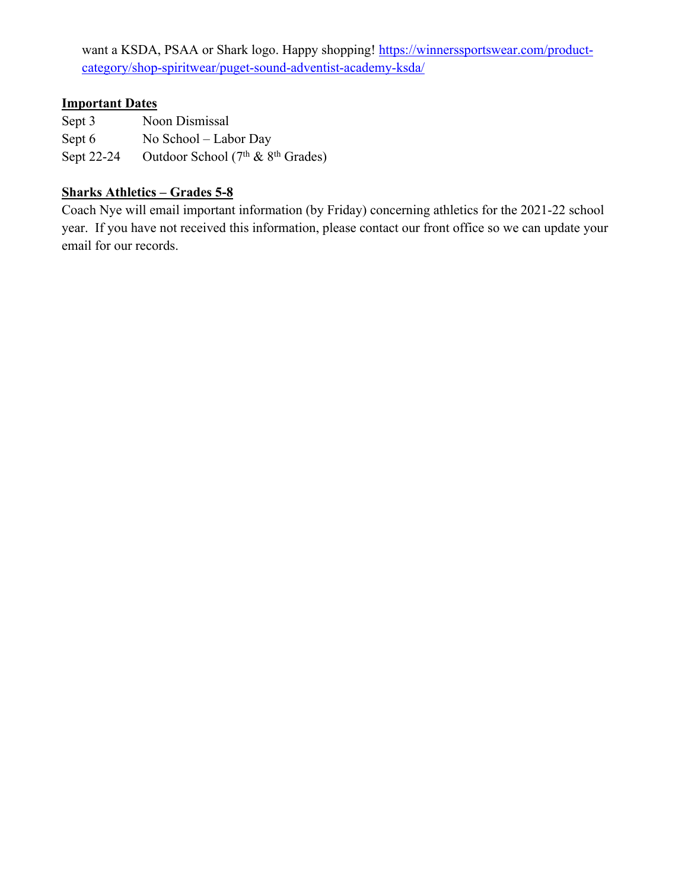want a KSDA, PSAA or Shark logo. Happy shopping! [https://winnerssportswear.com/product-category/shop-spiritwear/puget-sound-adventist-academy-ksda/](https://winnerssportswear.com/product-category/shop-spiritwear/puget-sound-adventist-academy-ksda/)

**Important Dates**

| | |
|---|---|
| Sept 3 | Noon Dismissal |
| Sept 6 | No School – Labor Day |
| Sept 22-24 | Outdoor School (7th & 8th Grades) |

**Sharks Athletics – Grades 5-8**

Coach Nye will email important information (by Friday) concerning athletics for the 2021-22 school year. If you have not received this information, please contact our front office so we can update your email for our records.